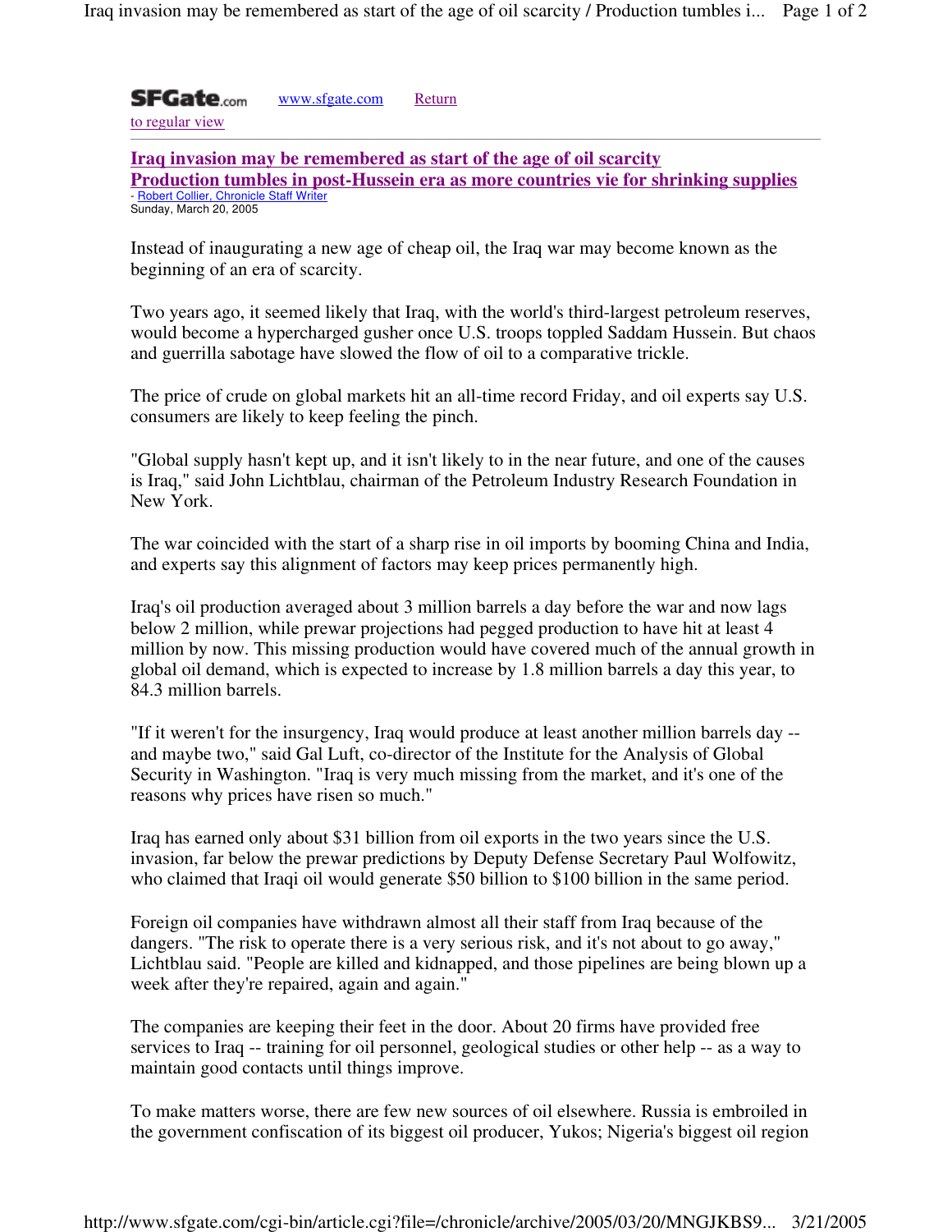SFGate.com    www.sfgate.com    Return to regular view

# Iraq invasion may be remembered as start of the age of oil scarcity
## Production tumbles in post-Hussein era as more countries vie for shrinking supplies

- Robert Collier, Chronicle Staff Writer
Sunday, March 20, 2005

Instead of inaugurating a new age of cheap oil, the Iraq war may become known as the beginning of an era of scarcity.

Two years ago, it seemed likely that Iraq, with the world's third-largest petroleum reserves, would become a hypercharged gusher once U.S. troops toppled Saddam Hussein. But chaos and guerrilla sabotage have slowed the flow of oil to a comparative trickle.

The price of crude on global markets hit an all-time record Friday, and oil experts say U.S. consumers are likely to keep feeling the pinch.

"Global supply hasn't kept up, and it isn't likely to in the near future, and one of the causes is Iraq," said John Lichtblau, chairman of the Petroleum Industry Research Foundation in New York.

The war coincided with the start of a sharp rise in oil imports by booming China and India, and experts say this alignment of factors may keep prices permanently high.

Iraq's oil production averaged about 3 million barrels a day before the war and now lags below 2 million, while prewar projections had pegged production to have hit at least 4 million by now. This missing production would have covered much of the annual growth in global oil demand, which is expected to increase by 1.8 million barrels a day this year, to 84.3 million barrels.

"If it weren't for the insurgency, Iraq would produce at least another million barrels day -- and maybe two," said Gal Luft, co-director of the Institute for the Analysis of Global Security in Washington. "Iraq is very much missing from the market, and it's one of the reasons why prices have risen so much."

Iraq has earned only about $31 billion from oil exports in the two years since the U.S. invasion, far below the prewar predictions by Deputy Defense Secretary Paul Wolfowitz, who claimed that Iraqi oil would generate $50 billion to $100 billion in the same period.

Foreign oil companies have withdrawn almost all their staff from Iraq because of the dangers. "The risk to operate there is a very serious risk, and it's not about to go away," Lichtblau said. "People are killed and kidnapped, and those pipelines are being blown up a week after they're repaired, again and again."

The companies are keeping their feet in the door. About 20 firms have provided free services to Iraq -- training for oil personnel, geological studies or other help -- as a way to maintain good contacts until things improve.

To make matters worse, there are few new sources of oil elsewhere. Russia is embroiled in the government confiscation of its biggest oil producer, Yukos; Nigeria's biggest oil region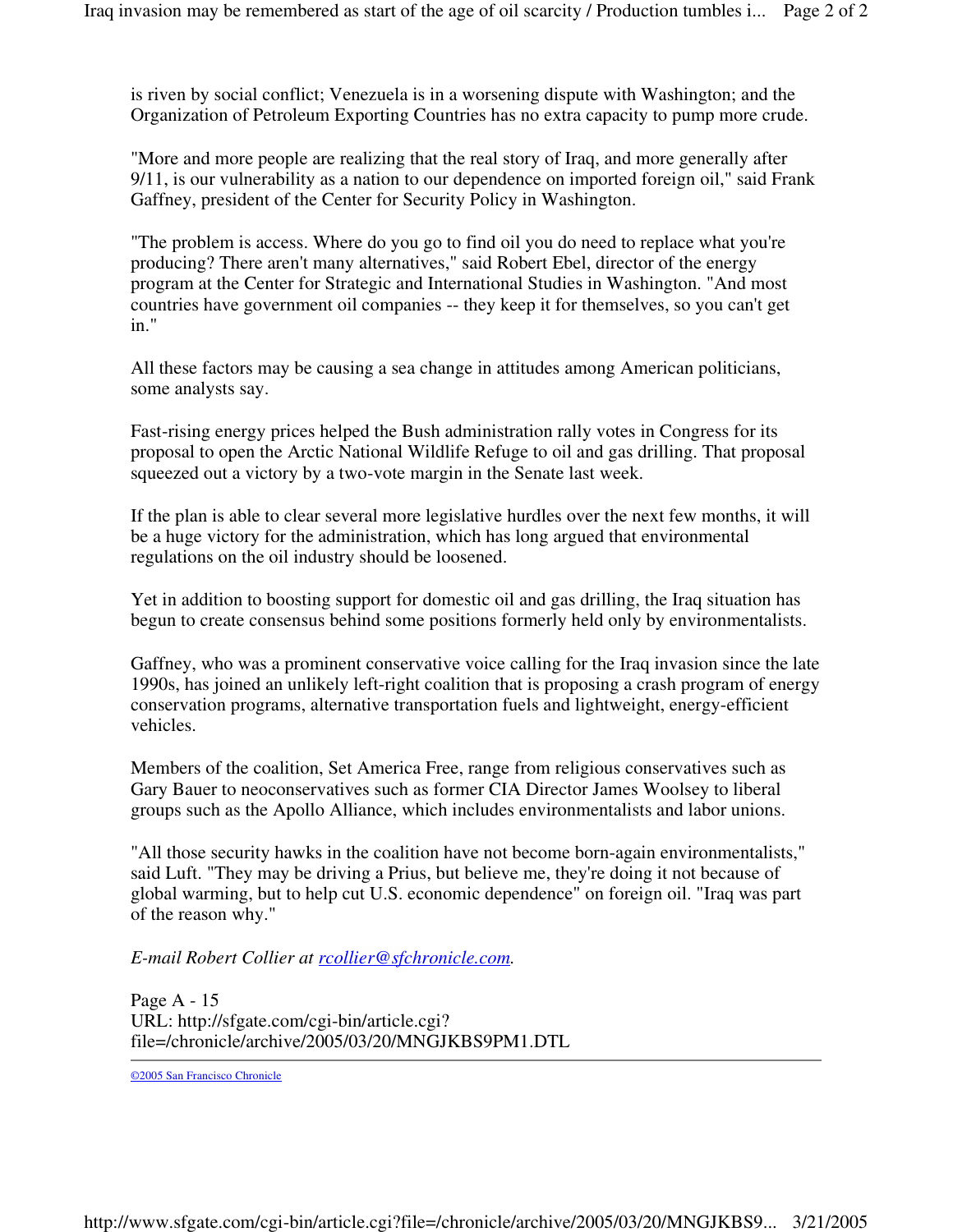is riven by social conflict; Venezuela is in a worsening dispute with Washington; and the Organization of Petroleum Exporting Countries has no extra capacity to pump more crude.

"More and more people are realizing that the real story of Iraq, and more generally after 9/11, is our vulnerability as a nation to our dependence on imported foreign oil," said Frank Gaffney, president of the Center for Security Policy in Washington.

"The problem is access. Where do you go to find oil you do need to replace what you're producing? There aren't many alternatives," said Robert Ebel, director of the energy program at the Center for Strategic and International Studies in Washington. "And most countries have government oil companies -- they keep it for themselves, so you can't get in."

All these factors may be causing a sea change in attitudes among American politicians, some analysts say.

Fast-rising energy prices helped the Bush administration rally votes in Congress for its proposal to open the Arctic National Wildlife Refuge to oil and gas drilling. That proposal squeezed out a victory by a two-vote margin in the Senate last week.

If the plan is able to clear several more legislative hurdles over the next few months, it will be a huge victory for the administration, which has long argued that environmental regulations on the oil industry should be loosened.

Yet in addition to boosting support for domestic oil and gas drilling, the Iraq situation has begun to create consensus behind some positions formerly held only by environmentalists.

Gaffney, who was a prominent conservative voice calling for the Iraq invasion since the late 1990s, has joined an unlikely left-right coalition that is proposing a crash program of energy conservation programs, alternative transportation fuels and lightweight, energy-efficient vehicles.

Members of the coalition, Set America Free, range from religious conservatives such as Gary Bauer to neoconservatives such as former CIA Director James Woolsey to liberal groups such as the Apollo Alliance, which includes environmentalists and labor unions.

"All those security hawks in the coalition have not become born-again environmentalists," said Luft. "They may be driving a Prius, but believe me, they're doing it not because of global warming, but to help cut U.S. economic dependence" on foreign oil. "Iraq was part of the reason why."

*E-mail Robert Collier at rcollier@sfchronicle.com.*

Page A - 15
URL: http://sfgate.com/cgi-bin/article.cgi?file=/chronicle/archive/2005/03/20/MNGJKBS9PM1.DTL

©2005 San Francisco Chronicle